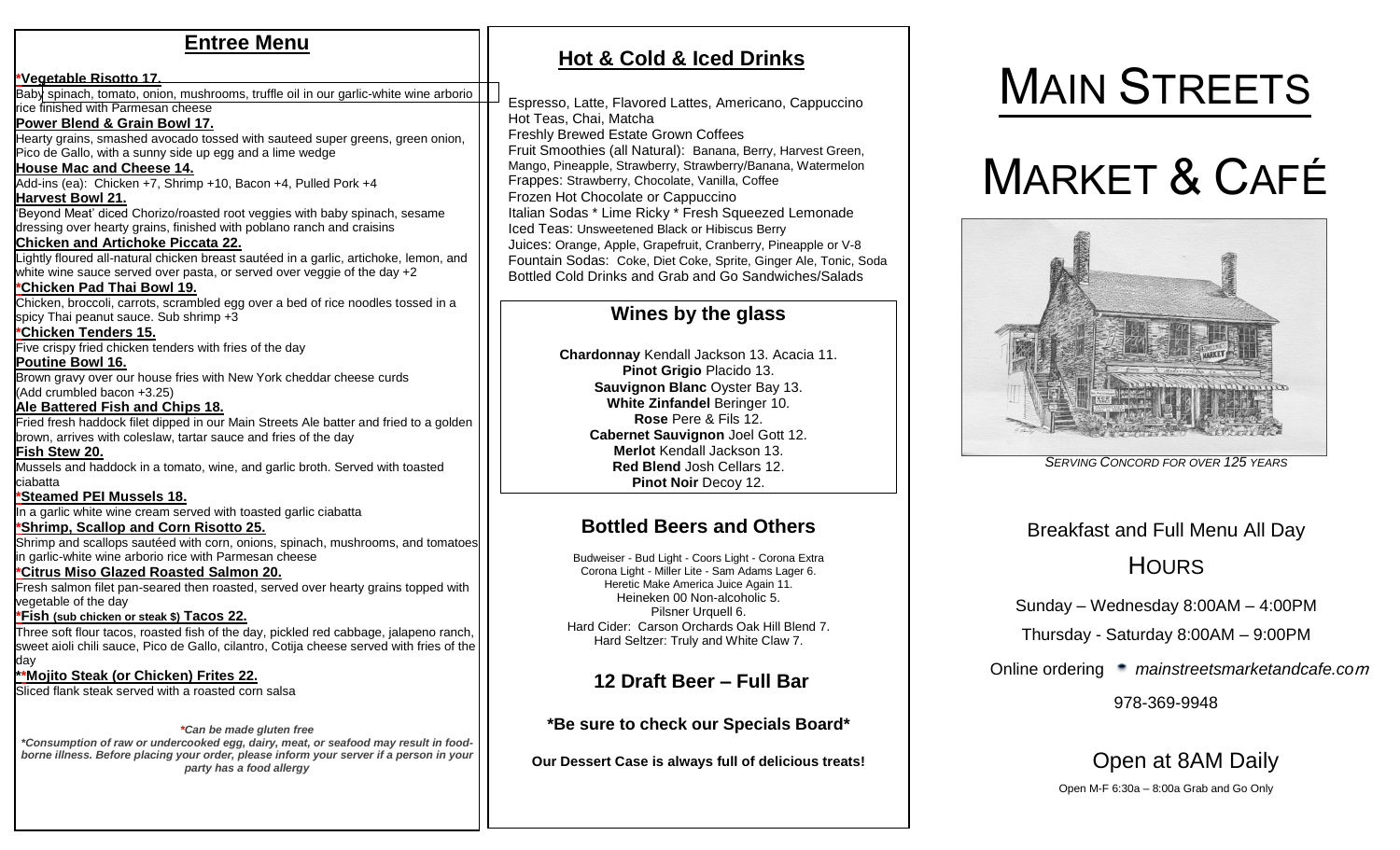## Entree Menu

**\*Vegetable Risotto 17.**
Baby spinach, tomato, onion, mushrooms, truffle oil in our garlic-white wine arborio rice finished with Parmesan cheese

**Power Blend & Grain Bowl 17.**
Hearty grains, smashed avocado tossed with sauteed super greens, green onion, Pico de Gallo, with a sunny side up egg and a lime wedge

**House Mac and Cheese 14.**
Add-ins (ea): Chicken +7, Shrimp +10, Bacon +4, Pulled Pork +4

**Harvest Bowl 21.**
'Beyond Meat' diced Chorizo/roasted root veggies with baby spinach, sesame dressing over hearty grains, finished with poblano ranch and craisins

**Chicken and Artichoke Piccata 22.**
Lightly floured all-natural chicken breast sautéed in a garlic, artichoke, lemon, and white wine sauce served over pasta, or served over veggie of the day +2

**\*Chicken Pad Thai Bowl 19.**
Chicken, broccoli, carrots, scrambled egg over a bed of rice noodles tossed in a spicy Thai peanut sauce. Sub shrimp +3

**\*Chicken Tenders 15.**
Five crispy fried chicken tenders with fries of the day

**Poutine Bowl 16.**
Brown gravy over our house fries with New York cheddar cheese curds (Add crumbled bacon +3.25)

**Ale Battered Fish and Chips 18.**
Fried fresh haddock filet dipped in our Main Streets Ale batter and fried to a golden brown, arrives with coleslaw, tartar sauce and fries of the day

**Fish Stew 20.**
Mussels and haddock in a tomato, wine, and garlic broth. Served with toasted ciabatta

**\*Steamed PEI Mussels 18.**
In a garlic white wine cream served with toasted garlic ciabatta

**\*Shrimp, Scallop and Corn Risotto 25.**
Shrimp and scallops sautéed with corn, onions, spinach, mushrooms, and tomatoes in garlic-white wine arborio rice with Parmesan cheese

**\*Citrus Miso Glazed Roasted Salmon 20.**
Fresh salmon filet pan-seared then roasted, served over hearty grains topped with vegetable of the day

**\*Fish (sub chicken or steak $) Tacos 22.**
Three soft flour tacos, roasted fish of the day, pickled red cabbage, jalapeno ranch, sweet aioli chili sauce, Pico de Gallo, cilantro, Cotija cheese served with fries of the day

**\*\*Mojito Steak (or Chicken) Frites 22.**
Sliced flank steak served with a roasted corn salsa

*\*Can be made gluten free*

*\*Consumption of raw or undercooked egg, dairy, meat, or seafood may result in food-borne illness. Before placing your order, please inform your server if a person in your party has a food allergy*

## Hot & Cold & Iced Drinks

Espresso, Latte, Flavored Lattes, Americano, Cappuccino
Hot Teas, Chai, Matcha
Freshly Brewed Estate Grown Coffees
Fruit Smoothies (all Natural): Banana, Berry, Harvest Green, Mango, Pineapple, Strawberry, Strawberry/Banana, Watermelon
Frappes: Strawberry, Chocolate, Vanilla, Coffee
Frozen Hot Chocolate or Cappuccino
Italian Sodas \* Lime Ricky \* Fresh Squeezed Lemonade
Iced Teas: Unsweetened Black or Hibiscus Berry
Juices: Orange, Apple, Grapefruit, Cranberry, Pineapple or V-8
Fountain Sodas: Coke, Diet Coke, Sprite, Ginger Ale, Tonic, Soda
Bottled Cold Drinks and Grab and Go Sandwiches/Salads

## Wines by the glass

**Chardonnay** Kendall Jackson 13. Acacia 11.
**Pinot Grigio** Placido 13.
**Sauvignon Blanc** Oyster Bay 13.
**White Zinfandel** Beringer 10.
**Rose** Pere & Fils 12.
**Cabernet Sauvignon** Joel Gott 12.
**Merlot** Kendall Jackson 13.
**Red Blend** Josh Cellars 12.
**Pinot Noir** Decoy 12.

## Bottled Beers and Others

Budweiser - Bud Light - Coors Light - Corona Extra
Corona Light - Miller Lite - Sam Adams Lager 6.
Heretic Make America Juice Again 11.
Heineken 00 Non-alcoholic 5.
Pilsner Urquell 6.
Hard Cider: Carson Orchards Oak Hill Blend 7.
Hard Seltzer: Truly and White Claw 7.

## 12 Draft Beer – Full Bar

**\*Be sure to check our Specials Board\***

**Our Dessert Case is always full of delicious treats!**

# MAIN STREETS

# MARKET & CAFÉ

*SERVING CONCORD FOR OVER 125 YEARS*

Breakfast and Full Menu All Day

## HOURS

Sunday – Wednesday 8:00AM – 4:00PM

Thursday - Saturday 8:00AM – 9:00PM

Online ordering *mainstreetsmarketandcafe.com*

978-369-9948

Open at 8AM Daily

Open M-F 6:30a – 8:00a Grab and Go Only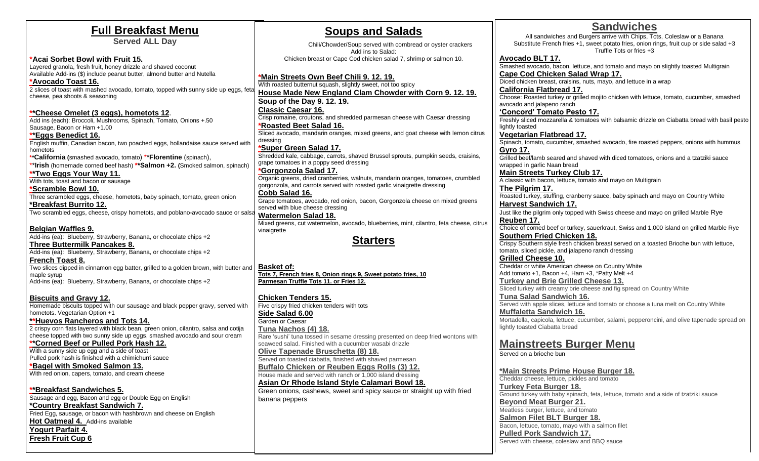## Full Breakfast Menu

**Served ALL Day**

**\*Acai Sorbet Bowl with Fruit 15.**
Layered granola, fresh fruit, honey drizzle and shaved coconut
Available Add-ins ($) include peanut butter, almond butter and Nutella

**\*Avocado Toast 16.**
2 slices of toast with mashed avocado, tomato, topped with sunny side up eggs, feta cheese, pea shoots & seasoning

**\*\*Cheese Omelet (3 eggs), hometots 12**.
Add ins (each): Broccoli, Mushrooms, Spinach, Tomato, Onions +.50
Sausage, Bacon or Ham +1.00

**\*\*Eggs Benedict 16.**
English muffin, Canadian bacon, two poached eggs, hollandaise sauce served with hometots
\*\***California (**smashed avocado, tomato) \*\***Florentine** (spinach),
\*\***Irish** (homemade corned beef hash) **\*\*Salmon +2. (**Smoked salmon, spinach)

**\*\*Two Eggs Your Way 11.**
With tots, toast and bacon or sausage

**\*Scramble Bowl 10.**
Three scrambled eggs, cheese, hometots, baby spinach, tomato, green onion

**\*Breakfast Burrito 12.**
Two scrambled eggs, cheese, crispy hometots, and poblano-avocado sauce or salsa

**Belgian Waffles 9.**
Add-ins (ea): Blueberry, Strawberry, Banana, or chocolate chips +2

**Three Buttermilk Pancakes 8.**
Add-ins (ea): Blueberry, Strawberry, Banana, or chocolate chips +2

**French Toast 8.**
Two slices dipped in cinnamon egg batter, grilled to a golden brown, with butter and maple syrup
Add-ins (ea): Blueberry, Strawberry, Banana, or chocolate chips +2

**Biscuits and Gravy 12.**
Homemade biscuits topped with our sausage and black pepper gravy, served with hometots. Vegetarian Option +1

**\*\*Huevos Rancheros and Tots 14.**
2 crispy corn flats layered with black bean, green onion, cilantro, salsa and cotija cheese topped with two sunny side up eggs, smashed avocado and sour cream

**\*\*Corned Beef or Pulled Pork Hash 12.**
With a sunny side up egg and a side of toast
Pulled pork hash is finished with a chimichurri sauce

**\*Bagel with Smoked Salmon 13.**
With red onion, capers, tomato, and cream cheese

**\*\*Breakfast Sandwiches 5.**
Sausage and egg, Bacon and egg or Double Egg on English

**\*Country Breakfast Sandwich 7.**
Fried Egg, sausage, or bacon with hashbrown and cheese on English

**Hot Oatmeal 4.** Add-ins available

**Yogurt Parfait 4.**

**Fresh Fruit Cup 6**

## Soups and Salads

Chili/Chowder/Soup served with cornbread or oyster crackers
Add ins to Salad:
Chicken breast or Cape Cod chicken salad 7, shrimp or salmon 10.

**\*Main Streets Own Beef Chili 9. 12. 19.**
With roasted butternut squash, slightly sweet, not too spicy

**House Made New England Clam Chowder with Corn 9. 12. 19.**

**Soup of the Day 9. 12. 19.**

**Classic Caesar 16.**
Crisp romaine, croutons, and shredded parmesan cheese with Caesar dressing

**\*Roasted Beet Salad 16.**
Sliced avocado, mandarin oranges, mixed greens, and goat cheese with lemon citrus dressing

**\*Super Green Salad 17.**
Shredded kale, cabbage, carrots, shaved Brussel sprouts, pumpkin seeds, craisins, grape tomatoes in a poppy seed dressing

**\*Gorgonzola Salad 17.**
Organic greens, dried cranberries, walnuts, mandarin oranges, tomatoes, crumbled gorgonzola, and carrots served with roasted garlic vinaigrette dressing

**Cobb Salad 16.**
Grape tomatoes, avocado, red onion, bacon, Gorgonzola cheese on mixed greens served with blue cheese dressing

**Watermelon Salad 18.**
Mixed greens, cut watermelon, avocado, blueberries, mint, cilantro, feta cheese, citrus vinaigrette

## Starters

**Basket of:**
**Tots 7, French fries 8, Onion rings 9, Sweet potato fries, 10**
**Parmesan Truffle Tots 11. or Fries 12.**

**Chicken Tenders 15.**
Five crispy fried chicken tenders with tots

**Side Salad 6.00**
Garden or Caesar

**Tuna Nachos (4) 18.**
Rare 'sushi' tuna tossed in sesame dressing presented on deep fried wontons with seaweed salad. Finished with a cucumber wasabi drizzle

**Olive Tapenade Bruschetta (8) 18.**
Served on toasted ciabatta, finished with shaved parmesan

**Buffalo Chicken or Reuben Eggs Rolls (3) 12.**
House made and served with ranch or 1,000 island dressing

**Asian Or Rhode Island Style Calamari Bowl 18.**
Green onions, cashews, sweet and spicy sauce or straight up with fried banana peppers

## Sandwiches

All sandwiches and Burgers arrive with Chips, Tots, Coleslaw or a Banana
Substitute French fries +1, sweet potato fries, onion rings, fruit cup or side salad +3
Truffle Tots or fries +3

**Avocado BLT 17.**
Smashed avocado, bacon, lettuce, and tomato and mayo on slightly toasted Multigrain

**Cape Cod Chicken Salad Wrap 17.**
Diced chicken breast, craisins, nuts, mayo, and lettuce in a wrap

**California Flatbread 17.**
Choose: Roasted turkey or grilled mojito chicken with lettuce, tomato, cucumber, smashed avocado and jalapeno ranch

**'Concord' Tomato Pesto 17.**
Freshly sliced mozzarella & tomatoes with balsamic drizzle on Ciabatta bread with basil pesto lightly toasted

**Vegetarian Flatbread 17.**
Spinach, tomato, cucumber, smashed avocado, fire roasted peppers, onions with hummus

**Gyro 17.**
Grilled beef/lamb seared and shaved with diced tomatoes, onions and a tzatziki sauce wrapped in garlic Naan bread

**Main Streets Turkey Club 17.**
A classic with bacon, lettuce, tomato and mayo on Multigrain

**The Pilgrim 17.**
Roasted turkey, stuffing, cranberry sauce, baby spinach and mayo on Country White

**Harvest Sandwich 17.**
Just like the pilgrim only topped with Swiss cheese and mayo on grilled Marble Rye

**Reuben 17.**
Choice of corned beef or turkey, sauerkraut, Swiss and 1,000 island on grilled Marble Rye

**Southern Fried Chicken 18.**
Crispy Southern style fresh chicken breast served on a toasted Brioche bun with lettuce, tomato, sliced pickle, and jalapeno ranch dressing

**Grilled Cheese 10.**
Cheddar or white American cheese on Country White
Add tomato +1, Bacon +4, Ham +3, \*Patty Melt +4

**Turkey and Brie Grilled Cheese 13.**
Sliced turkey with creamy brie cheese and fig spread on Country White

**Tuna Salad Sandwich 16.**
Served with apple slices, lettuce and tomato or choose a tuna melt on Country White

**Muffaletta Sandwich 16.**
Mortadella, capicola, lettuce, cucumber, salami, pepperoncini, and olive tapenade spread on lightly toasted Ciabatta bread

## Mainstreets Burger Menu

Served on a brioche bun

**\*Main Streets Prime House Burger 18.**
Cheddar cheese, lettuce, pickles and tomato

**Turkey Feta Burger 18.**
Ground turkey with baby spinach, feta, lettuce, tomato and a side of tzatziki sauce

**Beyond Meat Burger 21.**
Meatless burger, lettuce, and tomato

**Salmon Filet BLT Burger 18.**
Bacon, lettuce, tomato, mayo with a salmon filet

**Pulled Pork Sandwich 17.**
Served with cheese, coleslaw and BBQ sauce